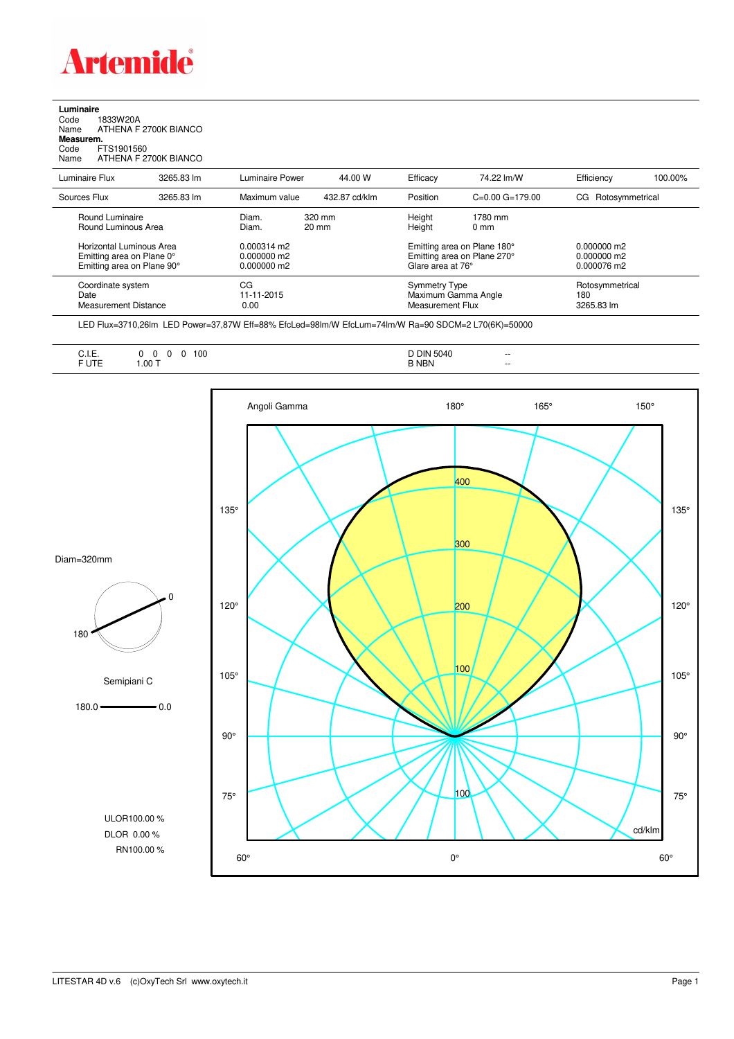**Luminaire**
Code 1833W20A
Name ATHENA F 2700K BIANCO
**Measurem.**
Code FTS1901560
Name ATHENA F 2700K BIANCO

| | | | | | | | |
|---|---|---|---|---|---|---|---|
| Luminaire Flux | 3265.83 lm | Luminaire Power | 44.00 W | Efficacy | 74.22 lm/W | Efficiency | 100.00% |
| Sources Flux | 3265.83 lm | Maximum value | 432.87 cd/klm | Position | C=0.00 G=179.00 | CG | Rotosymmetrical |

| | | | | |
|---|---|---|---|---|
| Round Luminaire | Diam. 320 mm | Height 1780 mm | | |
| Round Luminous Area | Diam. 20 mm | Height 0 mm | | |
| Horizontal Luminous Area | 0.000314 m2 | Emitting area on Plane 180° | 0.000000 m2 | |
| Emitting area on Plane 0° | 0.000000 m2 | Emitting area on Plane 270° | 0.000000 m2 | |
| Emitting area on Plane 90° | 0.000000 m2 | Glare area at 76° | 0.000076 m2 | |

| | | | |
|---|---|---|---|
| Coordinate system | CG | Symmetry Type | Rotosymmetrical |
| Date | 11-11-2015 | Maximum Gamma Angle | 180 |
| Measurement Distance | 0.00 | Measurement Flux | 3265.83 lm |

LED Flux=3710,26lm LED Power=37,87W Eff=88% EfcLed=98lm/W EfcLum=74lm/W Ra=90 SDCM=2 L70(6K)=50000

| | | | |
|---|---|---|---|
| C.I.E. | 0 0 0 0 100 | D DIN 5040 | -- |
| F UTE | 1.00 T | B NBN | -- |

Diam=320mm

Semipiani C

180.0 — 0.0

ULOR100.00 %
DLOR 0.00 %
RN100.00 %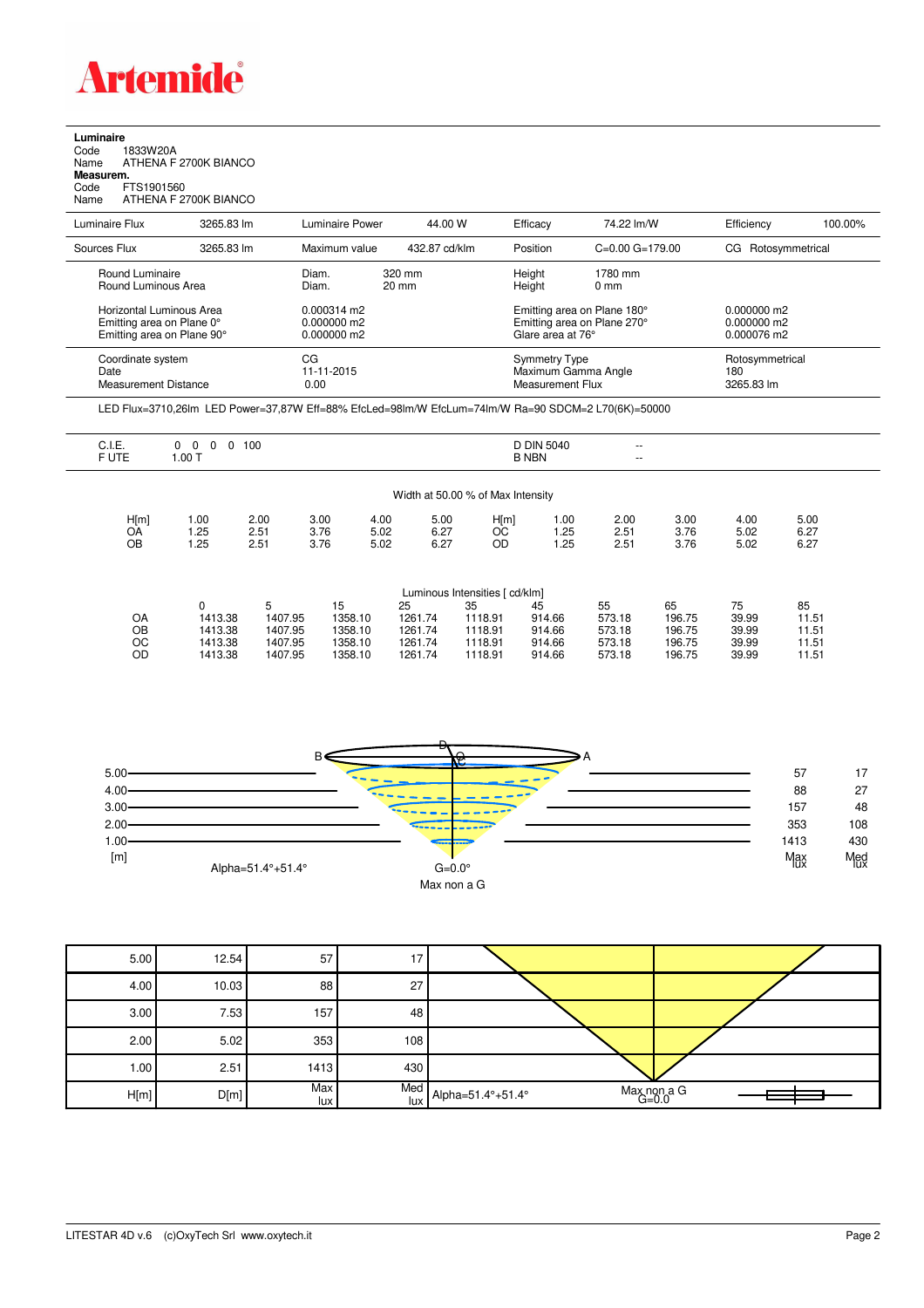# Artemide

**Luminaire**
Code 1833W20A
Name ATHENA F 2700K BIANCO
**Measurem.**
Code FTS1901560
Name ATHENA F 2700K BIANCO

| | | | | | | | |
|---|---|---|---|---|---|---|---|
| Luminaire Flux | 3265.83 lm | Luminaire Power | 44.00 W | Efficacy | 74.22 lm/W | Efficiency | 100.00% |
| Sources Flux | 3265.83 lm | Maximum value | 432.87 cd/klm | Position | C=0.00 G=179.00 | CG | Rotosymmetrical |

| | | | | | |
|---|---|---|---|---|---|
| Round Luminaire | Diam. | 320 mm | Height | 1780 mm | |
| Round Luminous Area | Diam. | 20 mm | Height | 0 mm | |
| Horizontal Luminous Area | 0.000314 m2 | | Emitting area on Plane 180° | | 0.000000 m2 |
| Emitting area on Plane 0° | 0.000000 m2 | | Emitting area on Plane 270° | | 0.000000 m2 |
| Emitting area on Plane 90° | 0.000000 m2 | | Glare area at 76° | | 0.000076 m2 |

| | | | |
|---|---|---|---|
| Coordinate system | CG | Symmetry Type | Rotosymmetrical |
| Date | 11-11-2015 | Maximum Gamma Angle | 180 |
| Measurement Distance | 0.00 | Measurement Flux | 3265.83 lm |

LED Flux=3710,26lm LED Power=37,87W Eff=88% EfcLed=98lm/W EfcLum=74lm/W Ra=90 SDCM=2 L70(6K)=50000

| | | | |
|---|---|---|---|
| C.I.E. | 0 0 0 0 100 | D DIN 5040 | -- |
| F UTE | 1.00 T | B NBN | -- |

Width at 50.00 % of Max Intensity

| H[m] | 1.00 | 2.00 | 3.00 | 4.00 | 5.00 | H[m] | 1.00 | 2.00 | 3.00 | 4.00 | 5.00 |
|---|---|---|---|---|---|---|---|---|---|---|---|
| OA | 1.25 | 2.51 | 3.76 | 5.02 | 6.27 | OC | 1.25 | 2.51 | 3.76 | 5.02 | 6.27 |
| OB | 1.25 | 2.51 | 3.76 | 5.02 | 6.27 | OD | 1.25 | 2.51 | 3.76 | 5.02 | 6.27 |

Luminous Intensities [ cd/klm]

| | 0 | 5 | 15 | 25 | 35 | 45 | 55 | 65 | 75 | 85 |
|---|---|---|---|---|---|---|---|---|---|---|
| OA | 1413.38 | 1407.95 | 1358.10 | 1261.74 | 1118.91 | 914.66 | 573.18 | 196.75 | 39.99 | 11.51 |
| OB | 1413.38 | 1407.95 | 1358.10 | 1261.74 | 1118.91 | 914.66 | 573.18 | 196.75 | 39.99 | 11.51 |
| OC | 1413.38 | 1407.95 | 1358.10 | 1261.74 | 1118.91 | 914.66 | 573.18 | 196.75 | 39.99 | 11.51 |
| OD | 1413.38 | 1407.95 | 1358.10 | 1261.74 | 1118.91 | 914.66 | 573.18 | 196.75 | 39.99 | 11.51 |

B D C A
5.00 4.00 3.00 2.00 1.00 [m]
57 88 157 353 1413 Max lux
17 27 48 108 430 Med lux
Alpha=51.4°+51.4°
G=0.0°
Max non a G

| H[m] | D[m] | Max lux | Med lux |
|---|---|---|---|
| 5.00 | 12.54 | 57 | 17 |
| 4.00 | 10.03 | 88 | 27 |
| 3.00 | 7.53 | 157 | 48 |
| 2.00 | 5.02 | 353 | 108 |
| 1.00 | 2.51 | 1413 | 430 |

Alpha=51.4°+51.4°
Max non a G
G=0.0

LITESTAR 4D v.6 (c)OxyTech Srl www.oxytech.it